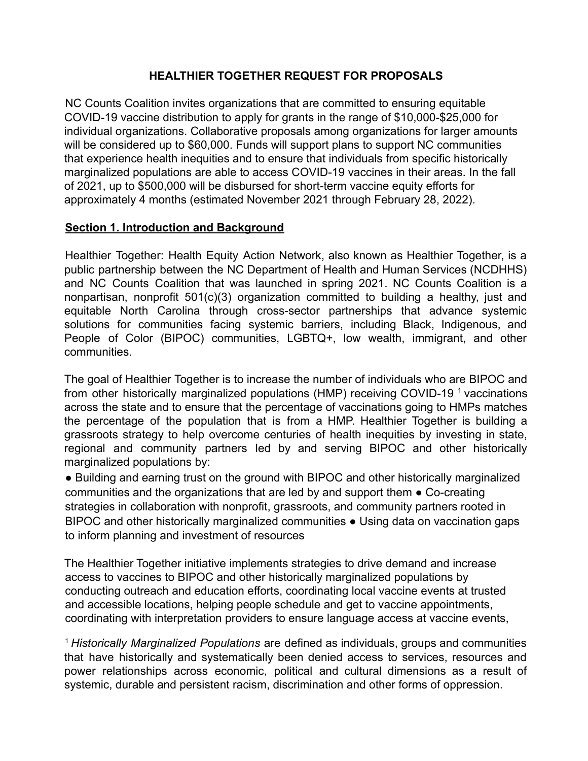# HEALTHIER TOGETHER REQUEST FOR PROPOSALS

NC Counts Coalition invites organizations that are committed to ensuring equitable COVID-19 vaccine distribution to apply for grants in the range of $10,000-$25,000 for individual organizations. Collaborative proposals among organizations for larger amounts will be considered up to $60,000. Funds will support plans to support NC communities that experience health inequities and to ensure that individuals from specific historically marginalized populations are able to access COVID-19 vaccines in their areas. In the fall of 2021, up to $500,000 will be disbursed for short-term vaccine equity efforts for approximately 4 months (estimated November 2021 through February 28, 2022).

## Section 1. Introduction and Background

Healthier Together: Health Equity Action Network, also known as Healthier Together, is a public partnership between the NC Department of Health and Human Services (NCDHHS) and NC Counts Coalition that was launched in spring 2021. NC Counts Coalition is a nonpartisan, nonprofit 501(c)(3) organization committed to building a healthy, just and equitable North Carolina through cross-sector partnerships that advance systemic solutions for communities facing systemic barriers, including Black, Indigenous, and People of Color (BIPOC) communities, LGBTQ+, low wealth, immigrant, and other communities.

The goal of Healthier Together is to increase the number of individuals who are BIPOC and from other historically marginalized populations (HMP) receiving COVID-19 [1] vaccinations across the state and to ensure that the percentage of vaccinations going to HMPs matches the percentage of the population that is from a HMP. Healthier Together is building a grassroots strategy to help overcome centuries of health inequities by investing in state, regional and community partners led by and serving BIPOC and other historically marginalized populations by:

- Building and earning trust on the ground with BIPOC and other historically marginalized communities and the organizations that are led by and support them
- Co-creating strategies in collaboration with nonprofit, grassroots, and community partners rooted in BIPOC and other historically marginalized communities
- Using data on vaccination gaps to inform planning and investment of resources

The Healthier Together initiative implements strategies to drive demand and increase access to vaccines to BIPOC and other historically marginalized populations by conducting outreach and education efforts, coordinating local vaccine events at trusted and accessible locations, helping people schedule and get to vaccine appointments, coordinating with interpretation providers to ensure language access at vaccine events,

[1] *Historically Marginalized Populations* are defined as individuals, groups and communities that have historically and systematically been denied access to services, resources and power relationships across economic, political and cultural dimensions as a result of systemic, durable and persistent racism, discrimination and other forms of oppression.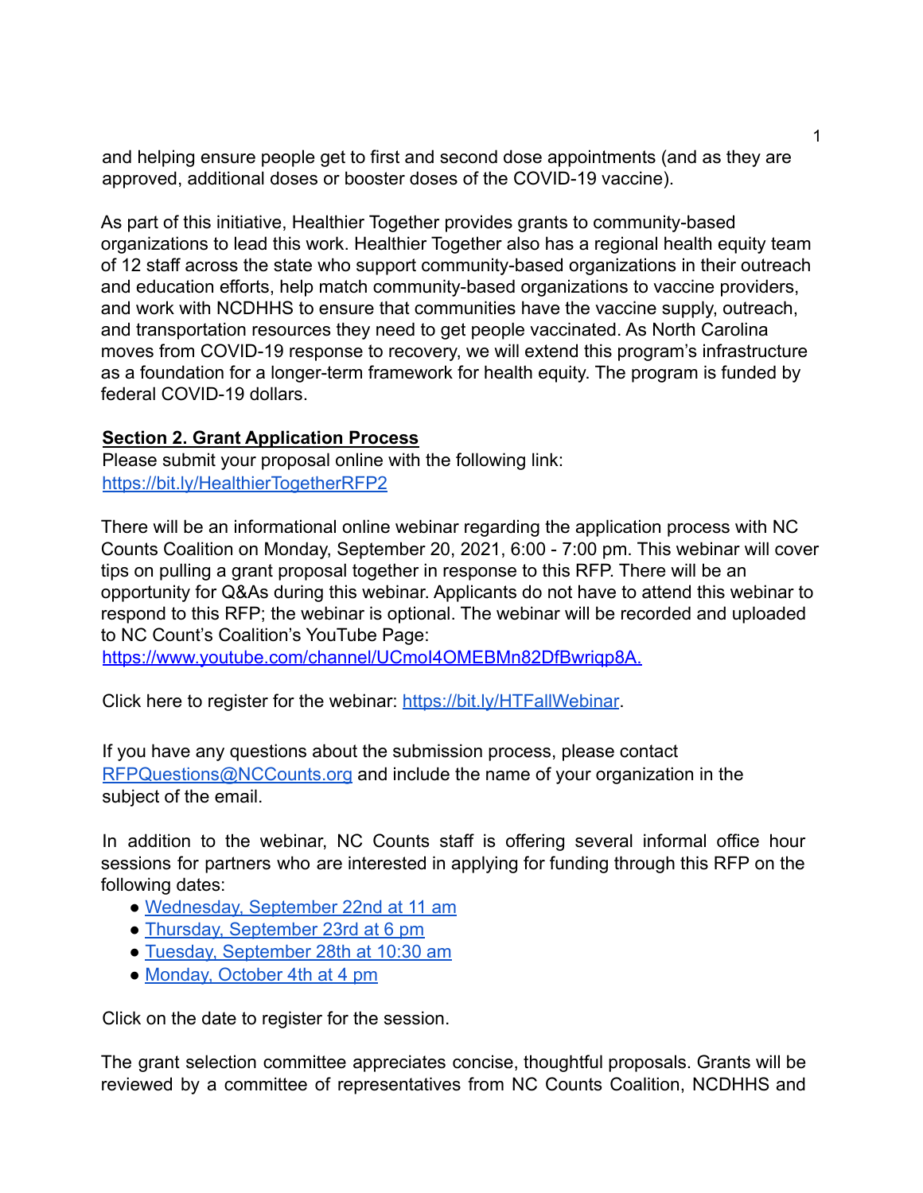and helping ensure people get to first and second dose appointments (and as they are approved, additional doses or booster doses of the COVID-19 vaccine).

As part of this initiative, Healthier Together provides grants to community-based organizations to lead this work. Healthier Together also has a regional health equity team of 12 staff across the state who support community-based organizations in their outreach and education efforts, help match community-based organizations to vaccine providers, and work with NCDHHS to ensure that communities have the vaccine supply, outreach, and transportation resources they need to get people vaccinated. As North Carolina moves from COVID-19 response to recovery, we will extend this program's infrastructure as a foundation for a longer-term framework for health equity. The program is funded by federal COVID-19 dollars.

**Section 2. Grant Application Process**

Please submit your proposal online with the following link: [https://bit.ly/HealthierTogetherRFP2](https://bit.ly/HealthierTogetherRFP2)

There will be an informational online webinar regarding the application process with NC Counts Coalition on Monday, September 20, 2021, 6:00 - 7:00 pm. This webinar will cover tips on pulling a grant proposal together in response to this RFP. There will be an opportunity for Q&As during this webinar. Applicants do not have to attend this webinar to respond to this RFP; the webinar is optional. The webinar will be recorded and uploaded to NC Count's Coalition's YouTube Page: [https://www.youtube.com/channel/UCmoI4OMEBMn82DfBwriqp8A.](https://www.youtube.com/channel/UCmoI4OMEBMn82DfBwriqp8A)

Click here to register for the webinar: [https://bit.ly/HTFallWebinar](https://bit.ly/HTFallWebinar).

If you have any questions about the submission process, please contact [RFPQuestions@NCCounts.org](mailto:RFPQuestions@NCCounts.org) and include the name of your organization in the subject of the email.

In addition to the webinar, NC Counts staff is offering several informal office hour sessions for partners who are interested in applying for funding through this RFP on the following dates:

- Wednesday, September 22nd at 11 am
- Thursday, September 23rd at 6 pm
- Tuesday, September 28th at 10:30 am
- Monday, October 4th at 4 pm

Click on the date to register for the session.

The grant selection committee appreciates concise, thoughtful proposals. Grants will be reviewed by a committee of representatives from NC Counts Coalition, NCDHHS and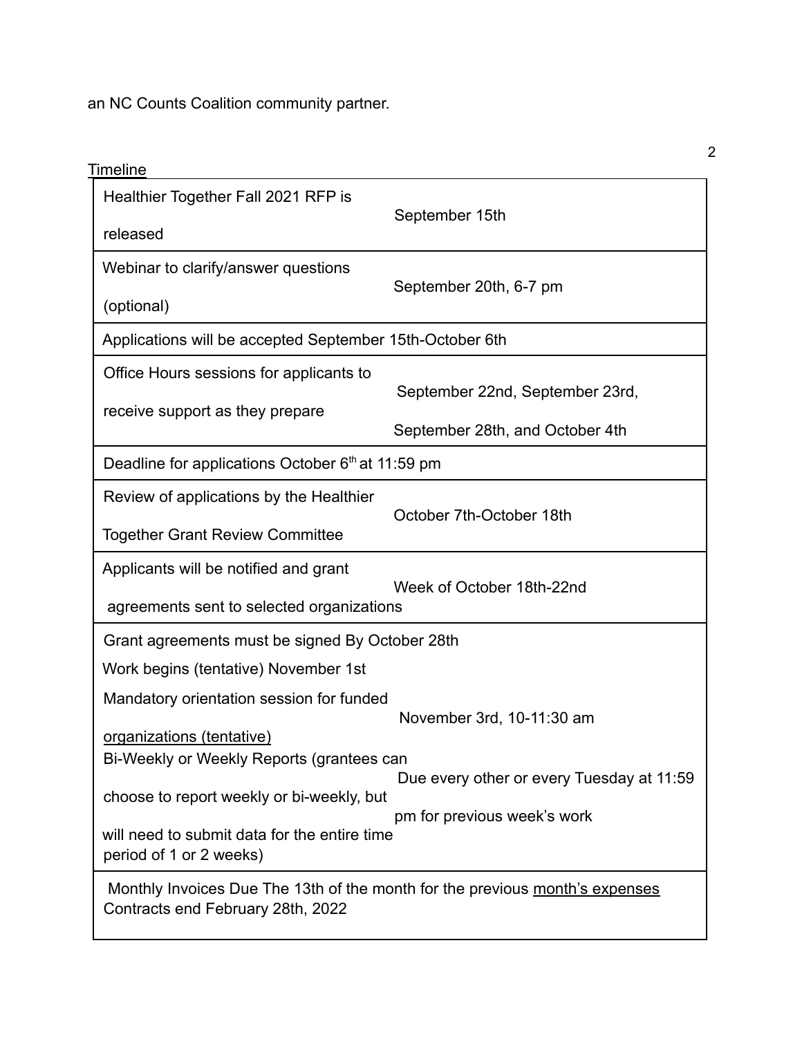an NC Counts Coalition community partner.

Timeline

| Event | Date |
| --- | --- |
| Healthier Together Fall 2021 RFP is released | September 15th |
| Webinar to clarify/answer questions (optional) | September 20th, 6-7 pm |
| Applications will be accepted September 15th-October 6th | |
| Office Hours sessions for applicants to receive support as they prepare | September 22nd, September 23rd, September 28th, and October 4th |
| Deadline for applications October 6th at 11:59 pm | |
| Review of applications by the Healthier Together Grant Review Committee | October 7th-October 18th |
| Applicants will be notified and grant agreements sent to selected organizations | Week of October 18th-22nd |
| Grant agreements must be signed By October 28th<br>Work begins (tentative) November 1st | |
| Mandatory orientation session for funded organizations (tentative) | November 3rd, 10-11:30 am |
| Bi-Weekly or Weekly Reports (grantees can choose to report weekly or bi-weekly, but will need to submit data for the entire time period of 1 or 2 weeks) | Due every other or every Tuesday at 11:59 pm for previous week's work |
| Monthly Invoices Due The 13th of the month for the previous month's expenses<br>Contracts end February 28th, 2022 | |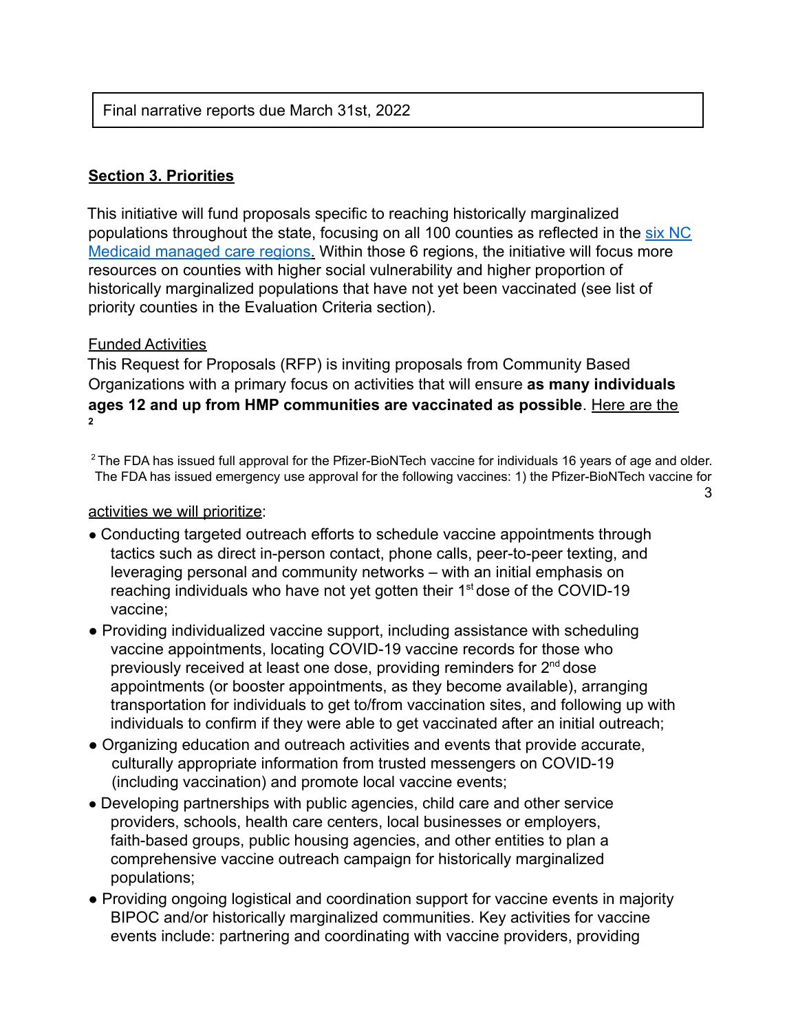Final narrative reports due March 31st, 2022

## Section 3. Priorities

This initiative will fund proposals specific to reaching historically marginalized populations throughout the state, focusing on all 100 counties as reflected in the six NC Medicaid managed care regions. Within those 6 regions, the initiative will focus more resources on counties with higher social vulnerability and higher proportion of historically marginalized populations that have not yet been vaccinated (see list of priority counties in the Evaluation Criteria section).

Funded Activities

This Request for Proposals (RFP) is inviting proposals from Community Based Organizations with a primary focus on activities that will ensure **as many individuals ages 12 and up from HMP communities are vaccinated as possible**.[2] Here are the activities we will prioritize:

- Conducting targeted outreach efforts to schedule vaccine appointments through tactics such as direct in-person contact, phone calls, peer-to-peer texting, and leveraging personal and community networks – with an initial emphasis on reaching individuals who have not yet gotten their 1st dose of the COVID-19 vaccine;
- Providing individualized vaccine support, including assistance with scheduling vaccine appointments, locating COVID-19 vaccine records for those who previously received at least one dose, providing reminders for 2nd dose appointments (or booster appointments, as they become available), arranging transportation for individuals to get to/from vaccination sites, and following up with individuals to confirm if they were able to get vaccinated after an initial outreach;
- Organizing education and outreach activities and events that provide accurate, culturally appropriate information from trusted messengers on COVID-19 (including vaccination) and promote local vaccine events;
- Developing partnerships with public agencies, child care and other service providers, schools, health care centers, local businesses or employers, faith-based groups, public housing agencies, and other entities to plan a comprehensive vaccine outreach campaign for historically marginalized populations;
- Providing ongoing logistical and coordination support for vaccine events in majority BIPOC and/or historically marginalized communities. Key activities for vaccine events include: partnering and coordinating with vaccine providers, providing

[2] The FDA has issued full approval for the Pfizer-BioNTech vaccine for individuals 16 years of age and older. The FDA has issued emergency use approval for the following vaccines: 1) the Pfizer-BioNTech vaccine for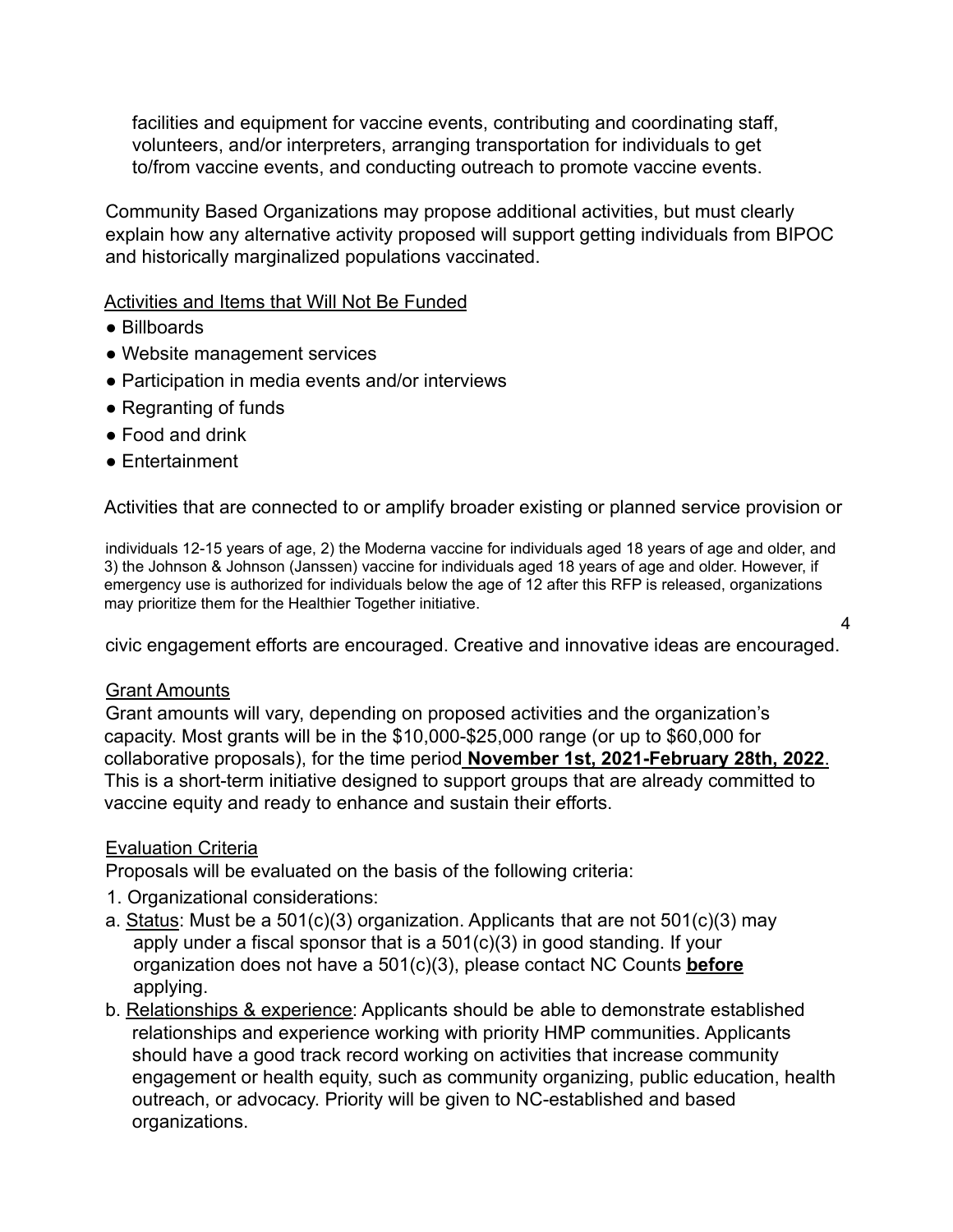facilities and equipment for vaccine events, contributing and coordinating staff, volunteers, and/or interpreters, arranging transportation for individuals to get to/from vaccine events, and conducting outreach to promote vaccine events.

Community Based Organizations may propose additional activities, but must clearly explain how any alternative activity proposed will support getting individuals from BIPOC and historically marginalized populations vaccinated.

Activities and Items that Will Not Be Funded

- Billboards
- Website management services
- Participation in media events and/or interviews
- Regranting of funds
- Food and drink
- Entertainment

Activities that are connected to or amplify broader existing or planned service provision or civic engagement efforts are encouraged. Creative and innovative ideas are encouraged.

Grant Amounts

Grant amounts will vary, depending on proposed activities and the organization's capacity. Most grants will be in the $10,000-$25,000 range (or up to $60,000 for collaborative proposals), for the time period **November 1st, 2021-February 28th, 2022**. This is a short-term initiative designed to support groups that are already committed to vaccine equity and ready to enhance and sustain their efforts.

Evaluation Criteria

Proposals will be evaluated on the basis of the following criteria:

1. Organizational considerations:

a. Status: Must be a 501(c)(3) organization. Applicants that are not 501(c)(3) may apply under a fiscal sponsor that is a 501(c)(3) in good standing. If your organization does not have a 501(c)(3), please contact NC Counts **before** applying.

b. Relationships & experience: Applicants should be able to demonstrate established relationships and experience working with priority HMP communities. Applicants should have a good track record working on activities that increase community engagement or health equity, such as community organizing, public education, health outreach, or advocacy. Priority will be given to NC-established and based organizations.

individuals 12-15 years of age, 2) the Moderna vaccine for individuals aged 18 years of age and older, and 3) the Johnson & Johnson (Janssen) vaccine for individuals aged 18 years of age and older. However, if emergency use is authorized for individuals below the age of 12 after this RFP is released, organizations may prioritize them for the Healthier Together initiative.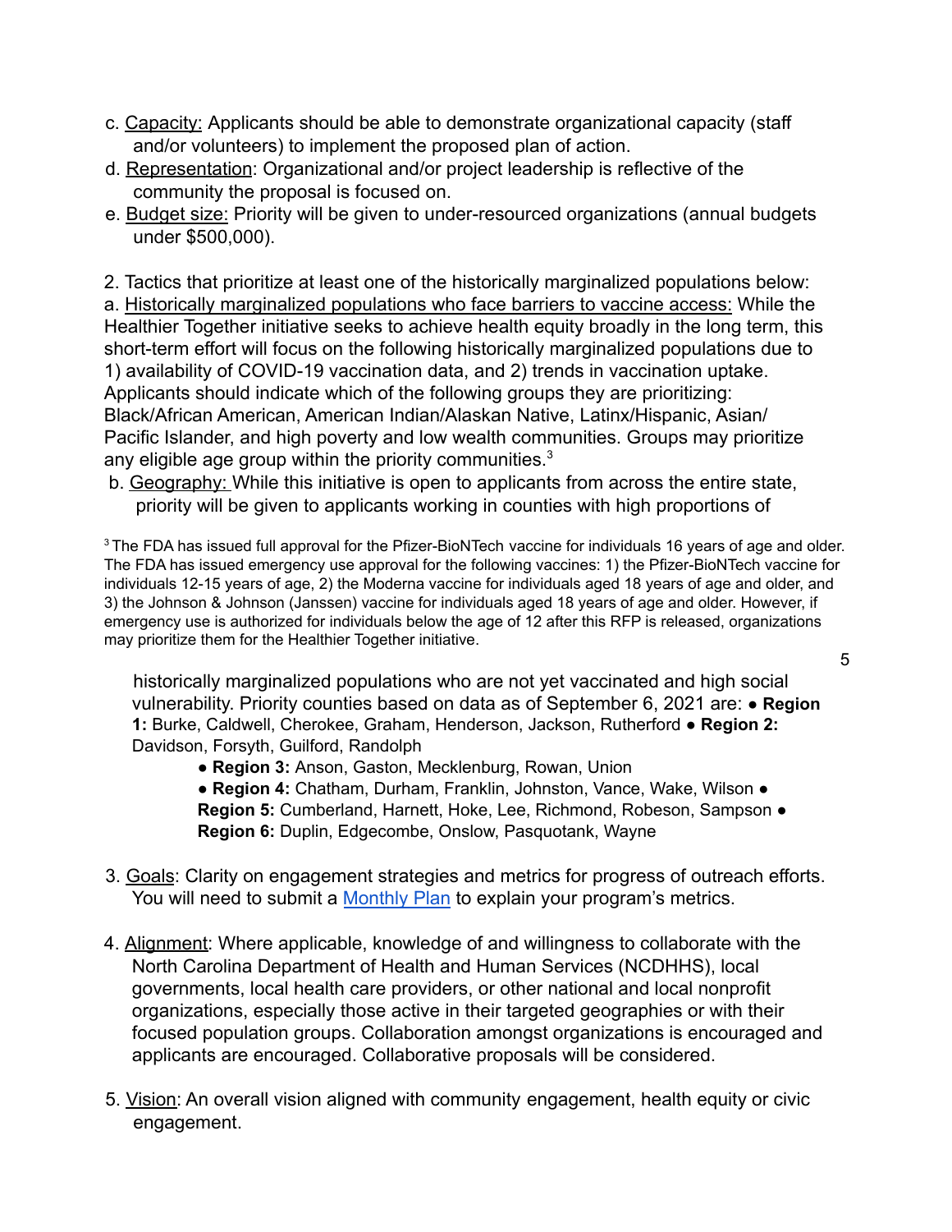c. Capacity: Applicants should be able to demonstrate organizational capacity (staff and/or volunteers) to implement the proposed plan of action.

d. Representation: Organizational and/or project leadership is reflective of the community the proposal is focused on.

e. Budget size: Priority will be given to under-resourced organizations (annual budgets under $500,000).

2. Tactics that prioritize at least one of the historically marginalized populations below:

a. Historically marginalized populations who face barriers to vaccine access: While the Healthier Together initiative seeks to achieve health equity broadly in the long term, this short-term effort will focus on the following historically marginalized populations due to 1) availability of COVID-19 vaccination data, and 2) trends in vaccination uptake. Applicants should indicate which of the following groups they are prioritizing: Black/African American, American Indian/Alaskan Native, Latinx/Hispanic, Asian/ Pacific Islander, and high poverty and low wealth communities. Groups may prioritize any eligible age group within the priority communities.[3]

b. Geography: While this initiative is open to applicants from across the entire state, priority will be given to applicants working in counties with high proportions of historically marginalized populations who are not yet vaccinated and high social vulnerability. Priority counties based on data as of September 6, 2021 are:

- **Region 1:** Burke, Caldwell, Cherokee, Graham, Henderson, Jackson, Rutherford
- **Region 2:** Davidson, Forsyth, Guilford, Randolph
- **Region 3:** Anson, Gaston, Mecklenburg, Rowan, Union
- **Region 4:** Chatham, Durham, Franklin, Johnston, Vance, Wake, Wilson
- **Region 5:** Cumberland, Harnett, Hoke, Lee, Richmond, Robeson, Sampson
- **Region 6:** Duplin, Edgecombe, Onslow, Pasquotank, Wayne

[3] The FDA has issued full approval for the Pfizer-BioNTech vaccine for individuals 16 years of age and older. The FDA has issued emergency use approval for the following vaccines: 1) the Pfizer-BioNTech vaccine for individuals 12-15 years of age, 2) the Moderna vaccine for individuals aged 18 years of age and older, and 3) the Johnson & Johnson (Janssen) vaccine for individuals aged 18 years of age and older. However, if emergency use is authorized for individuals below the age of 12 after this RFP is released, organizations may prioritize them for the Healthier Together initiative.

3. Goals: Clarity on engagement strategies and metrics for progress of outreach efforts. You will need to submit a Monthly Plan to explain your program's metrics.

4. Alignment: Where applicable, knowledge of and willingness to collaborate with the North Carolina Department of Health and Human Services (NCDHHS), local governments, local health care providers, or other national and local nonprofit organizations, especially those active in their targeted geographies or with their focused population groups. Collaboration amongst organizations is encouraged and applicants are encouraged. Collaborative proposals will be considered.

5. Vision: An overall vision aligned with community engagement, health equity or civic engagement.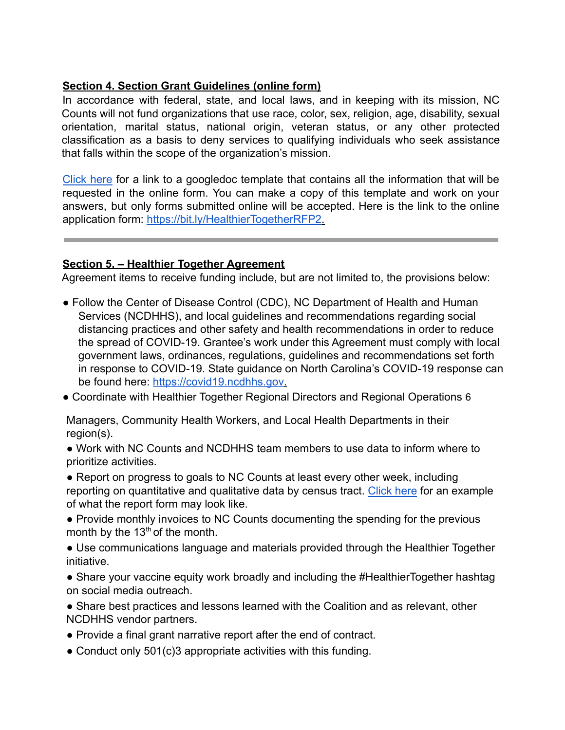**Section 4. Section Grant Guidelines (online form)**

In accordance with federal, state, and local laws, and in keeping with its mission, NC Counts will not fund organizations that use race, color, sex, religion, age, disability, sexual orientation, marital status, national origin, veteran status, or any other protected classification as a basis to deny services to qualifying individuals who seek assistance that falls within the scope of the organization's mission.

Click here for a link to a googledoc template that contains all the information that will be requested in the online form. You can make a copy of this template and work on your answers, but only forms submitted online will be accepted. Here is the link to the online application form: https://bit.ly/HealthierTogetherRFP2.

---

**Section 5. – Healthier Together Agreement**

Agreement items to receive funding include, but are not limited to, the provisions below:

- Follow the Center of Disease Control (CDC), NC Department of Health and Human Services (NCDHHS), and local guidelines and recommendations regarding social distancing practices and other safety and health recommendations in order to reduce the spread of COVID-19. Grantee's work under this Agreement must comply with local government laws, ordinances, regulations, guidelines and recommendations set forth in response to COVID-19. State guidance on North Carolina's COVID-19 response can be found here: https://covid19.ncdhhs.gov.
- Coordinate with Healthier Together Regional Directors and Regional Operations Managers, Community Health Workers, and Local Health Departments in their region(s).
- Work with NC Counts and NCDHHS team members to use data to inform where to prioritize activities.
- Report on progress to goals to NC Counts at least every other week, including reporting on quantitative and qualitative data by census tract. Click here for an example of what the report form may look like.
- Provide monthly invoices to NC Counts documenting the spending for the previous month by the 13th of the month.
- Use communications language and materials provided through the Healthier Together initiative.
- Share your vaccine equity work broadly and including the #HealthierTogether hashtag on social media outreach.
- Share best practices and lessons learned with the Coalition and as relevant, other NCDHHS vendor partners.
- Provide a final grant narrative report after the end of contract.
- Conduct only 501(c)3 appropriate activities with this funding.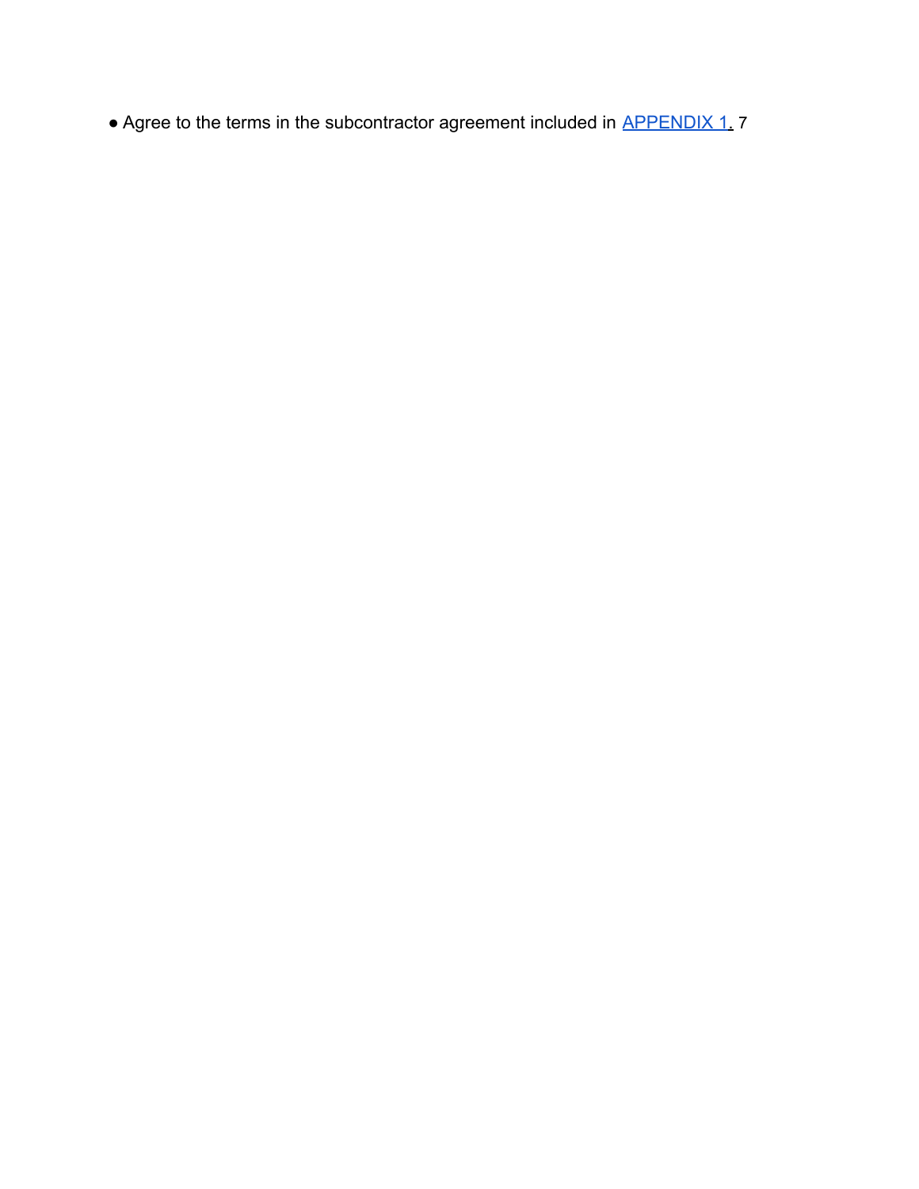- Agree to the terms in the subcontractor agreement included in APPENDIX 1.[7]